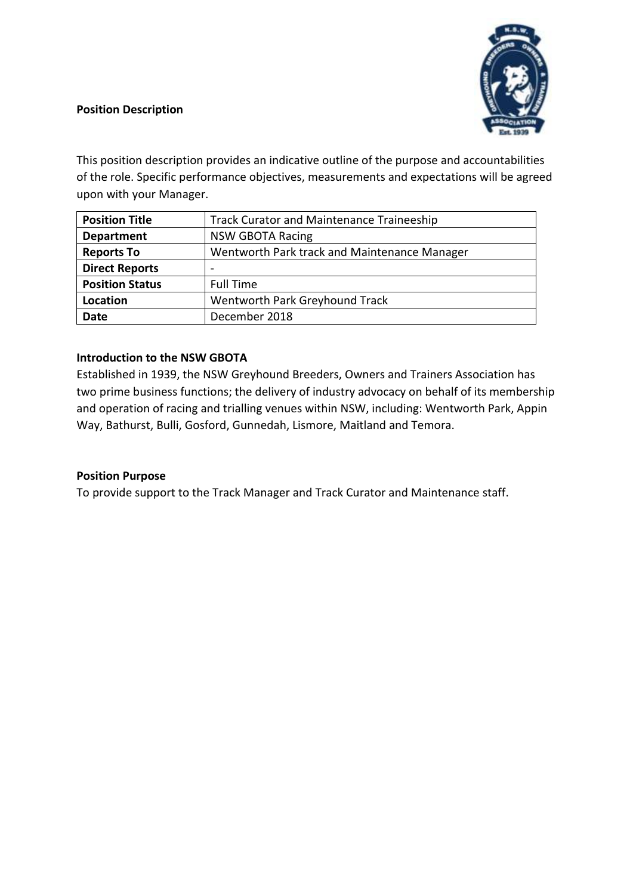**Position Description**

This position description provides an indicative outline of the purpose and accountabilities of the role. Specific performance objectives, measurements and expectations will be agreed upon with your Manager.

| **Position Title** | Track Curator and Maintenance Traineeship |
|---|---|
| **Department** | NSW GBOTA Racing |
| **Reports To** | Wentworth Park track and Maintenance Manager |
| **Direct Reports** | - |
| **Position Status** | Full Time |
| **Location** | Wentworth Park Greyhound Track |
| **Date** | December 2018 |

**Introduction to the NSW GBOTA**

Established in 1939, the NSW Greyhound Breeders, Owners and Trainers Association has two prime business functions; the delivery of industry advocacy on behalf of its membership and operation of racing and trialling venues within NSW, including: Wentworth Park, Appin Way, Bathurst, Bulli, Gosford, Gunnedah, Lismore, Maitland and Temora.

**Position Purpose**

To provide support to the Track Manager and Track Curator and Maintenance staff.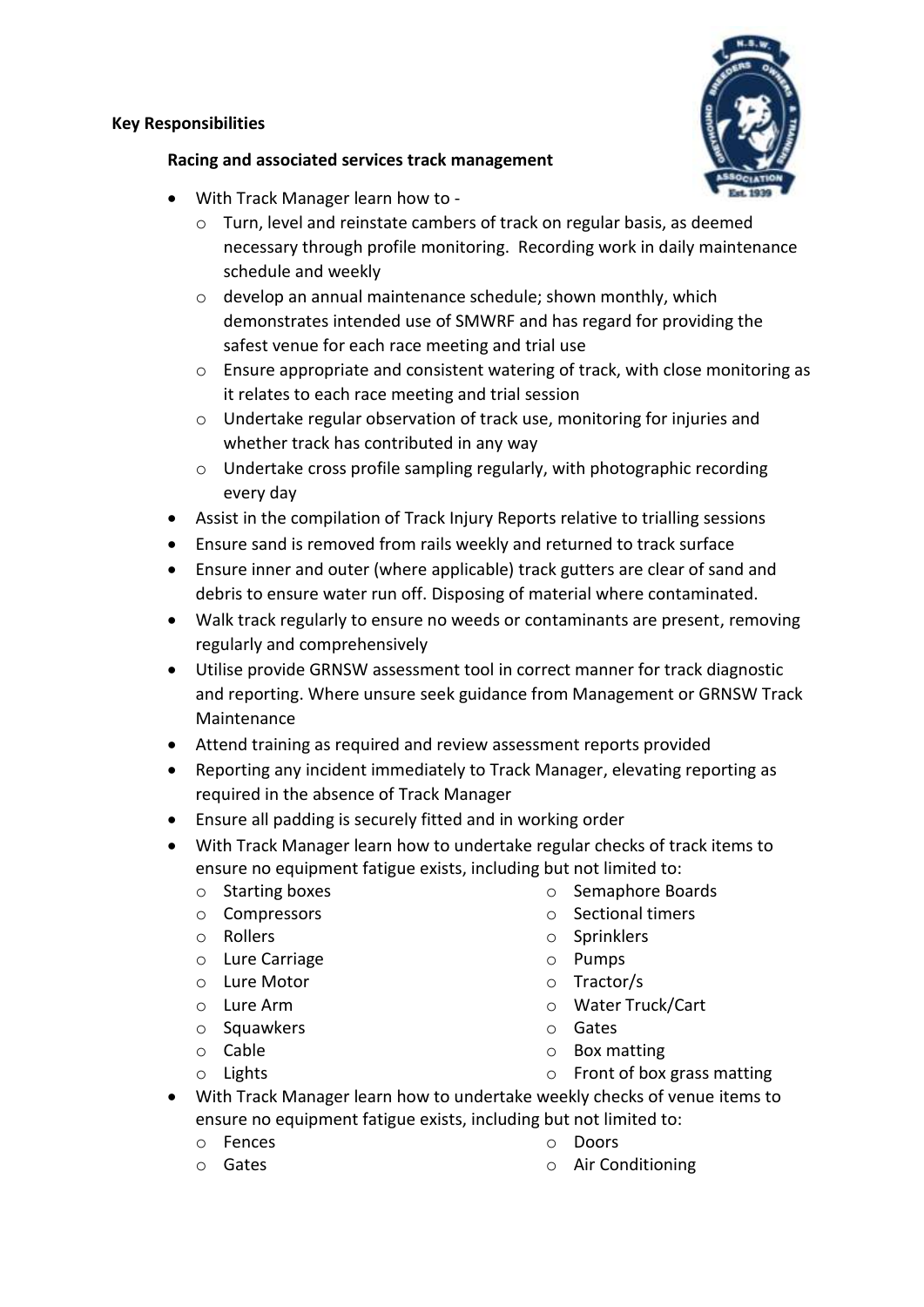**Key Responsibilities**

**Racing and associated services track management**

- With Track Manager learn how to -
  - Turn, level and reinstate cambers of track on regular basis, as deemed necessary through profile monitoring. Recording work in daily maintenance schedule and weekly
  - develop an annual maintenance schedule; shown monthly, which demonstrates intended use of SMWRF and has regard for providing the safest venue for each race meeting and trial use
  - Ensure appropriate and consistent watering of track, with close monitoring as it relates to each race meeting and trial session
  - Undertake regular observation of track use, monitoring for injuries and whether track has contributed in any way
  - Undertake cross profile sampling regularly, with photographic recording every day
- Assist in the compilation of Track Injury Reports relative to trialling sessions
- Ensure sand is removed from rails weekly and returned to track surface
- Ensure inner and outer (where applicable) track gutters are clear of sand and debris to ensure water run off. Disposing of material where contaminated.
- Walk track regularly to ensure no weeds or contaminants are present, removing regularly and comprehensively
- Utilise provide GRNSW assessment tool in correct manner for track diagnostic and reporting. Where unsure seek guidance from Management or GRNSW Track Maintenance
- Attend training as required and review assessment reports provided
- Reporting any incident immediately to Track Manager, elevating reporting as required in the absence of Track Manager
- Ensure all padding is securely fitted and in working order
- With Track Manager learn how to undertake regular checks of track items to ensure no equipment fatigue exists, including but not limited to:
  - Starting boxes
  - Compressors
  - Rollers
  - Lure Carriage
  - Lure Motor
  - Lure Arm
  - Squawkers
  - Cable
  - Lights
  - Semaphore Boards
  - Sectional timers
  - Sprinklers
  - Pumps
  - Tractor/s
  - Water Truck/Cart
  - Gates
  - Box matting
  - Front of box grass matting
- With Track Manager learn how to undertake weekly checks of venue items to ensure no equipment fatigue exists, including but not limited to:
  - Fences
  - Gates
  - Doors
  - Air Conditioning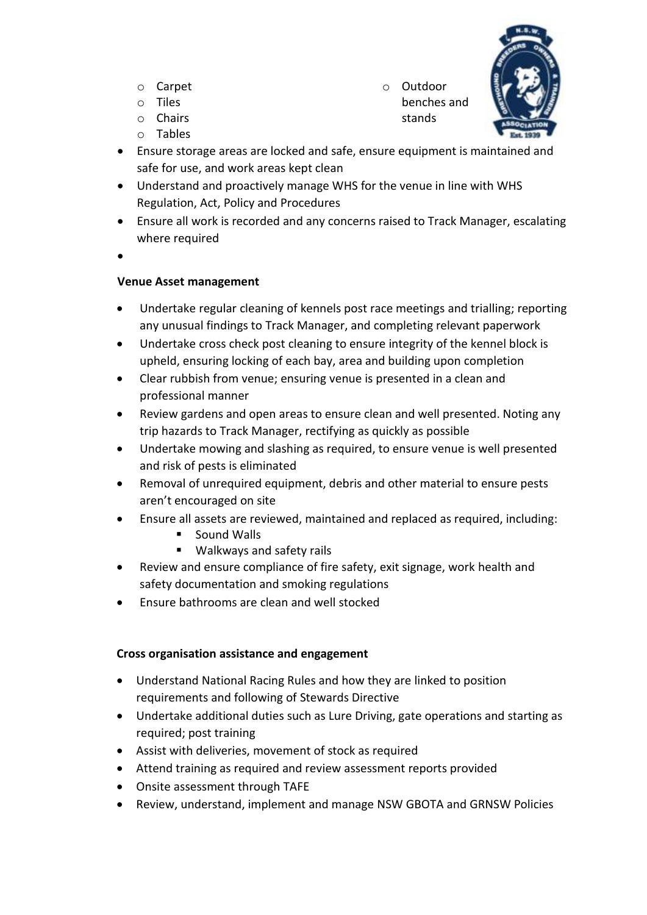- Carpet
- Tiles
- Chairs
- Tables
- Outdoor benches and stands

- Ensure storage areas are locked and safe, ensure equipment is maintained and safe for use, and work areas kept clean
- Understand and proactively manage WHS for the venue in line with WHS Regulation, Act, Policy and Procedures
- Ensure all work is recorded and any concerns raised to Track Manager, escalating where required

**Venue Asset management**

- Undertake regular cleaning of kennels post race meetings and trialling; reporting any unusual findings to Track Manager, and completing relevant paperwork
- Undertake cross check post cleaning to ensure integrity of the kennel block is upheld, ensuring locking of each bay, area and building upon completion
- Clear rubbish from venue; ensuring venue is presented in a clean and professional manner
- Review gardens and open areas to ensure clean and well presented. Noting any trip hazards to Track Manager, rectifying as quickly as possible
- Undertake mowing and slashing as required, to ensure venue is well presented and risk of pests is eliminated
- Removal of unrequired equipment, debris and other material to ensure pests aren't encouraged on site
- Ensure all assets are reviewed, maintained and replaced as required, including:
  - Sound Walls
  - Walkways and safety rails
- Review and ensure compliance of fire safety, exit signage, work health and safety documentation and smoking regulations
- Ensure bathrooms are clean and well stocked

**Cross organisation assistance and engagement**

- Understand National Racing Rules and how they are linked to position requirements and following of Stewards Directive
- Undertake additional duties such as Lure Driving, gate operations and starting as required; post training
- Assist with deliveries, movement of stock as required
- Attend training as required and review assessment reports provided
- Onsite assessment through TAFE
- Review, understand, implement and manage NSW GBOTA and GRNSW Policies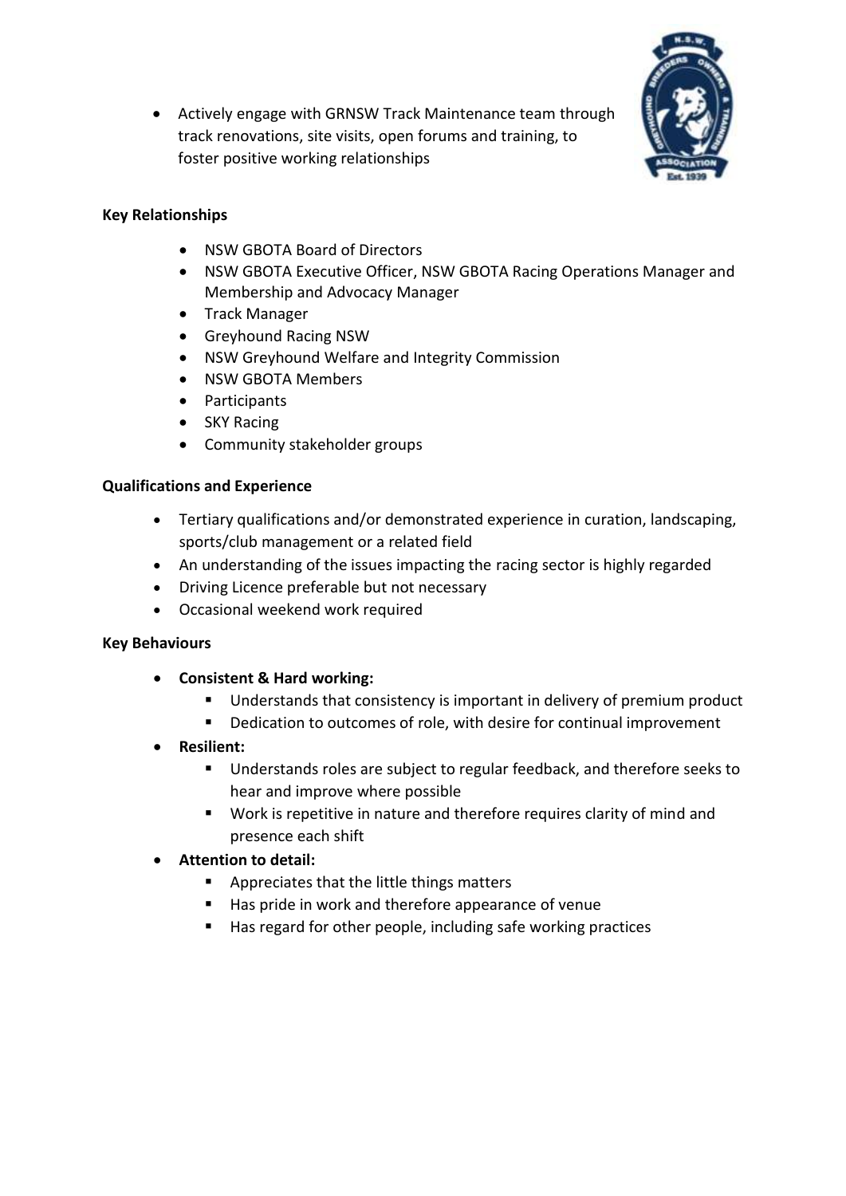- Actively engage with GRNSW Track Maintenance team through track renovations, site visits, open forums and training, to foster positive working relationships

**Key Relationships**

- NSW GBOTA Board of Directors
- NSW GBOTA Executive Officer, NSW GBOTA Racing Operations Manager and Membership and Advocacy Manager
- Track Manager
- Greyhound Racing NSW
- NSW Greyhound Welfare and Integrity Commission
- NSW GBOTA Members
- Participants
- SKY Racing
- Community stakeholder groups

**Qualifications and Experience**

- Tertiary qualifications and/or demonstrated experience in curation, landscaping, sports/club management or a related field
- An understanding of the issues impacting the racing sector is highly regarded
- Driving Licence preferable but not necessary
- Occasional weekend work required

**Key Behaviours**

- **Consistent & Hard working:**
  - Understands that consistency is important in delivery of premium product
  - Dedication to outcomes of role, with desire for continual improvement
- **Resilient:**
  - Understands roles are subject to regular feedback, and therefore seeks to hear and improve where possible
  - Work is repetitive in nature and therefore requires clarity of mind and presence each shift
- **Attention to detail:**
  - Appreciates that the little things matters
  - Has pride in work and therefore appearance of venue
  - Has regard for other people, including safe working practices